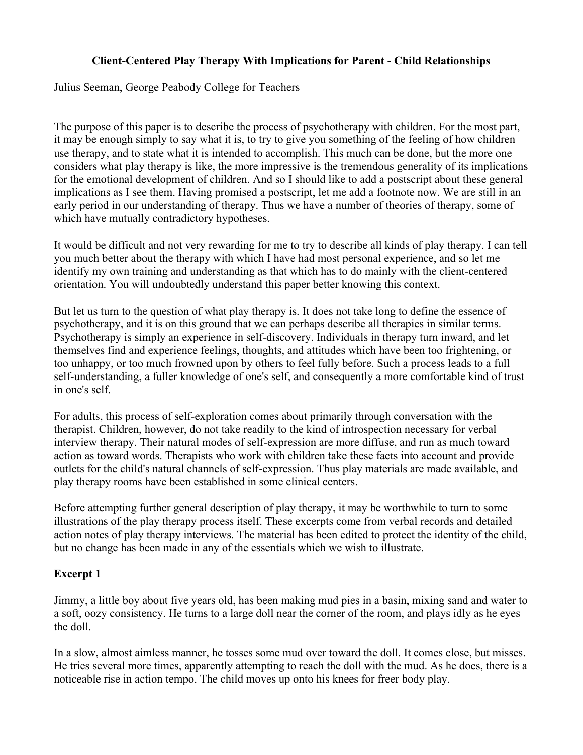# Client-Centered Play Therapy With Implications for Parent - Child Relationships

Julius Seeman, George Peabody College for Teachers

The purpose of this paper is to describe the process of psychotherapy with children. For the most part, it may be enough simply to say what it is, to try to give you something of the feeling of how children use therapy, and to state what it is intended to accomplish. This much can be done, but the more one considers what play therapy is like, the more impressive is the tremendous generality of its implications for the emotional development of children. And so I should like to add a postscript about these general implications as I see them. Having promised a postscript, let me add a footnote now. We are still in an early period in our understanding of therapy. Thus we have a number of theories of therapy, some of which have mutually contradictory hypotheses.

It would be difficult and not very rewarding for me to try to describe all kinds of play therapy. I can tell you much better about the therapy with which I have had most personal experience, and so let me identify my own training and understanding as that which has to do mainly with the client-centered orientation. You will undoubtedly understand this paper better knowing this context.

But let us turn to the question of what play therapy is. It does not take long to define the essence of psychotherapy, and it is on this ground that we can perhaps describe all therapies in similar terms. Psychotherapy is simply an experience in self-discovery. Individuals in therapy turn inward, and let themselves find and experience feelings, thoughts, and attitudes which have been too frightening, or too unhappy, or too much frowned upon by others to feel fully before. Such a process leads to a full self-understanding, a fuller knowledge of one's self, and consequently a more comfortable kind of trust in one's self.

For adults, this process of self-exploration comes about primarily through conversation with the therapist. Children, however, do not take readily to the kind of introspection necessary for verbal interview therapy. Their natural modes of self-expression are more diffuse, and run as much toward action as toward words. Therapists who work with children take these facts into account and provide outlets for the child's natural channels of self-expression. Thus play materials are made available, and play therapy rooms have been established in some clinical centers.

Before attempting further general description of play therapy, it may be worthwhile to turn to some illustrations of the play therapy process itself. These excerpts come from verbal records and detailed action notes of play therapy interviews. The material has been edited to protect the identity of the child, but no change has been made in any of the essentials which we wish to illustrate.

## Excerpt 1

Jimmy, a little boy about five years old, has been making mud pies in a basin, mixing sand and water to a soft, oozy consistency. He turns to a large doll near the corner of the room, and plays idly as he eyes the doll.

In a slow, almost aimless manner, he tosses some mud over toward the doll. It comes close, but misses. He tries several more times, apparently attempting to reach the doll with the mud. As he does, there is a noticeable rise in action tempo. The child moves up onto his knees for freer body play.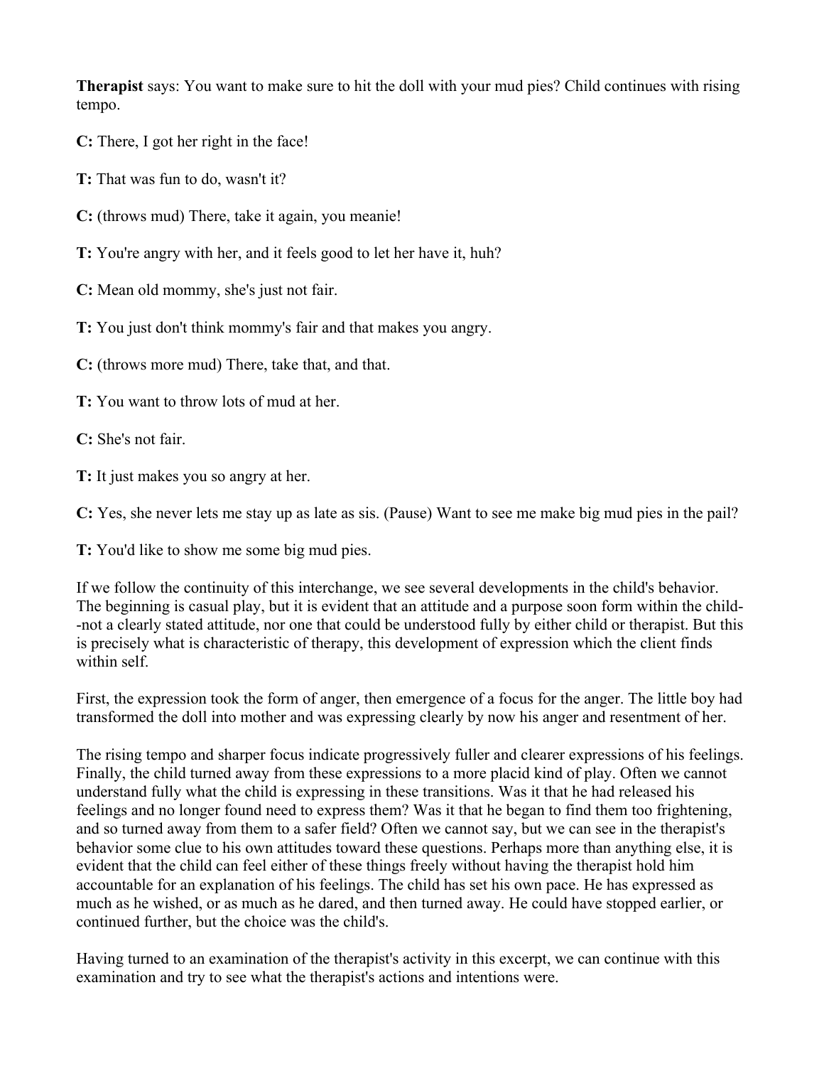**Therapist** says: You want to make sure to hit the doll with your mud pies? Child continues with rising tempo.

**C:** There, I got her right in the face!

**T:** That was fun to do, wasn't it?

**C:** (throws mud) There, take it again, you meanie!

**T:** You're angry with her, and it feels good to let her have it, huh?

**C:** Mean old mommy, she's just not fair.

**T:** You just don't think mommy's fair and that makes you angry.

**C:** (throws more mud) There, take that, and that.

**T:** You want to throw lots of mud at her.

**C:** She's not fair.

**T:** It just makes you so angry at her.

**C:** Yes, she never lets me stay up as late as sis. (Pause) Want to see me make big mud pies in the pail?

**T:** You'd like to show me some big mud pies.

If we follow the continuity of this interchange, we see several developments in the child's behavior. The beginning is casual play, but it is evident that an attitude and a purpose soon form within the child--not a clearly stated attitude, nor one that could be understood fully by either child or therapist. But this is precisely what is characteristic of therapy, this development of expression which the client finds within self.

First, the expression took the form of anger, then emergence of a focus for the anger. The little boy had transformed the doll into mother and was expressing clearly by now his anger and resentment of her.

The rising tempo and sharper focus indicate progressively fuller and clearer expressions of his feelings. Finally, the child turned away from these expressions to a more placid kind of play. Often we cannot understand fully what the child is expressing in these transitions. Was it that he had released his feelings and no longer found need to express them? Was it that he began to find them too frightening, and so turned away from them to a safer field? Often we cannot say, but we can see in the therapist's behavior some clue to his own attitudes toward these questions. Perhaps more than anything else, it is evident that the child can feel either of these things freely without having the therapist hold him accountable for an explanation of his feelings. The child has set his own pace. He has expressed as much as he wished, or as much as he dared, and then turned away. He could have stopped earlier, or continued further, but the choice was the child's.

Having turned to an examination of the therapist's activity in this excerpt, we can continue with this examination and try to see what the therapist's actions and intentions were.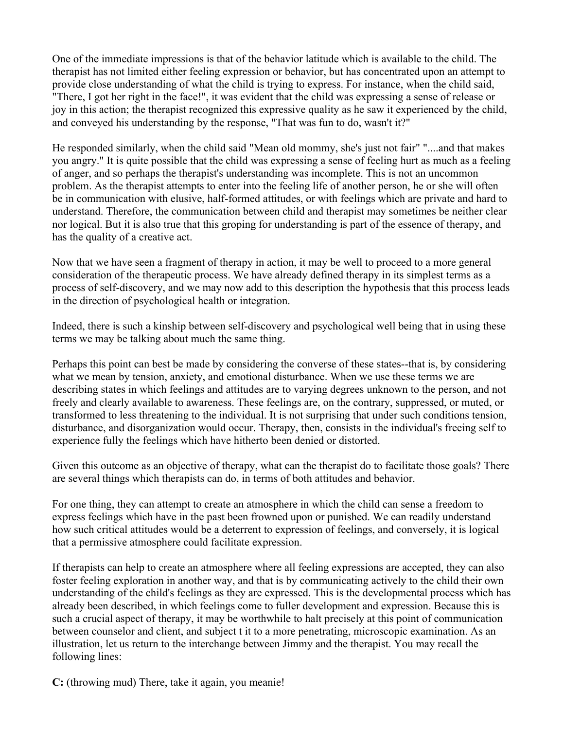One of the immediate impressions is that of the behavior latitude which is available to the child. The therapist has not limited either feeling expression or behavior, but has concentrated upon an attempt to provide close understanding of what the child is trying to express. For instance, when the child said, "There, I got her right in the face!", it was evident that the child was expressing a sense of release or joy in this action; the therapist recognized this expressive quality as he saw it experienced by the child, and conveyed his understanding by the response, "That was fun to do, wasn't it?"

He responded similarly, when the child said "Mean old mommy, she's just not fair" "....and that makes you angry." It is quite possible that the child was expressing a sense of feeling hurt as much as a feeling of anger, and so perhaps the therapist's understanding was incomplete. This is not an uncommon problem. As the therapist attempts to enter into the feeling life of another person, he or she will often be in communication with elusive, half-formed attitudes, or with feelings which are private and hard to understand. Therefore, the communication between child and therapist may sometimes be neither clear nor logical. But it is also true that this groping for understanding is part of the essence of therapy, and has the quality of a creative act.

Now that we have seen a fragment of therapy in action, it may be well to proceed to a more general consideration of the therapeutic process. We have already defined therapy in its simplest terms as a process of self-discovery, and we may now add to this description the hypothesis that this process leads in the direction of psychological health or integration.

Indeed, there is such a kinship between self-discovery and psychological well being that in using these terms we may be talking about much the same thing.

Perhaps this point can best be made by considering the converse of these states--that is, by considering what we mean by tension, anxiety, and emotional disturbance. When we use these terms we are describing states in which feelings and attitudes are to varying degrees unknown to the person, and not freely and clearly available to awareness. These feelings are, on the contrary, suppressed, or muted, or transformed to less threatening to the individual. It is not surprising that under such conditions tension, disturbance, and disorganization would occur. Therapy, then, consists in the individual's freeing self to experience fully the feelings which have hitherto been denied or distorted.

Given this outcome as an objective of therapy, what can the therapist do to facilitate those goals? There are several things which therapists can do, in terms of both attitudes and behavior.

For one thing, they can attempt to create an atmosphere in which the child can sense a freedom to express feelings which have in the past been frowned upon or punished. We can readily understand how such critical attitudes would be a deterrent to expression of feelings, and conversely, it is logical that a permissive atmosphere could facilitate expression.

If therapists can help to create an atmosphere where all feeling expressions are accepted, they can also foster feeling exploration in another way, and that is by communicating actively to the child their own understanding of the child's feelings as they are expressed. This is the developmental process which has already been described, in which feelings come to fuller development and expression. Because this is such a crucial aspect of therapy, it may be worthwhile to halt precisely at this point of communication between counselor and client, and subject t it to a more penetrating, microscopic examination. As an illustration, let us return to the interchange between Jimmy and the therapist. You may recall the following lines:

**C:** (throwing mud) There, take it again, you meanie!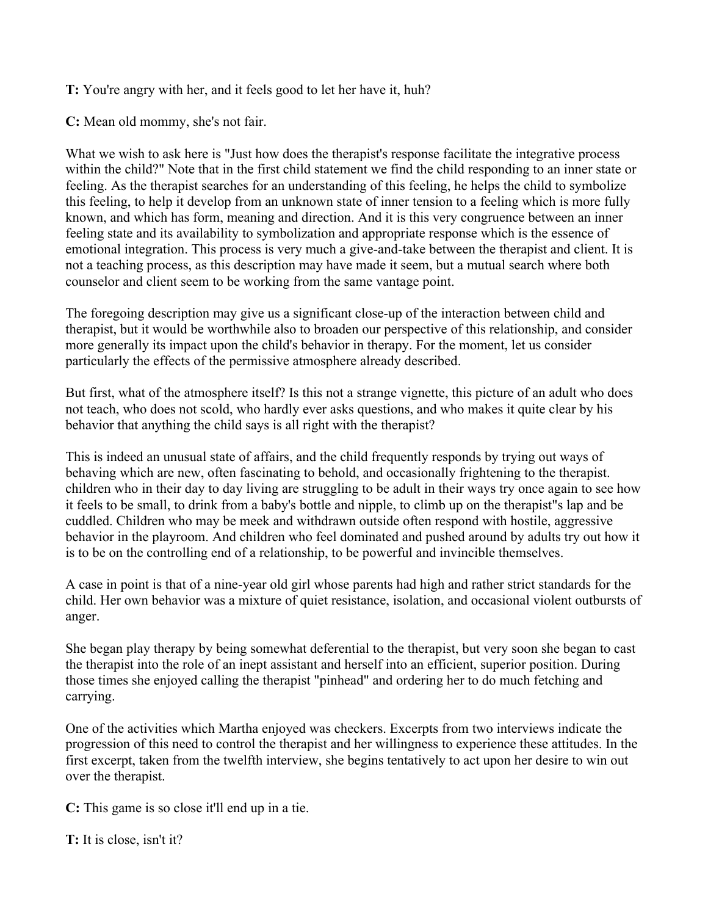**T:** You're angry with her, and it feels good to let her have it, huh?

**C:** Mean old mommy, she's not fair.

What we wish to ask here is "Just how does the therapist's response facilitate the integrative process within the child?" Note that in the first child statement we find the child responding to an inner state or feeling. As the therapist searches for an understanding of this feeling, he helps the child to symbolize this feeling, to help it develop from an unknown state of inner tension to a feeling which is more fully known, and which has form, meaning and direction. And it is this very congruence between an inner feeling state and its availability to symbolization and appropriate response which is the essence of emotional integration. This process is very much a give-and-take between the therapist and client. It is not a teaching process, as this description may have made it seem, but a mutual search where both counselor and client seem to be working from the same vantage point.

The foregoing description may give us a significant close-up of the interaction between child and therapist, but it would be worthwhile also to broaden our perspective of this relationship, and consider more generally its impact upon the child's behavior in therapy. For the moment, let us consider particularly the effects of the permissive atmosphere already described.

But first, what of the atmosphere itself? Is this not a strange vignette, this picture of an adult who does not teach, who does not scold, who hardly ever asks questions, and who makes it quite clear by his behavior that anything the child says is all right with the therapist?

This is indeed an unusual state of affairs, and the child frequently responds by trying out ways of behaving which are new, often fascinating to behold, and occasionally frightening to the therapist. children who in their day to day living are struggling to be adult in their ways try once again to see how it feels to be small, to drink from a baby's bottle and nipple, to climb up on the therapist''s lap and be cuddled. Children who may be meek and withdrawn outside often respond with hostile, aggressive behavior in the playroom. And children who feel dominated and pushed around by adults try out how it is to be on the controlling end of a relationship, to be powerful and invincible themselves.

A case in point is that of a nine-year old girl whose parents had high and rather strict standards for the child. Her own behavior was a mixture of quiet resistance, isolation, and occasional violent outbursts of anger.

She began play therapy by being somewhat deferential to the therapist, but very soon she began to cast the therapist into the role of an inept assistant and herself into an efficient, superior position. During those times she enjoyed calling the therapist "pinhead" and ordering her to do much fetching and carrying.

One of the activities which Martha enjoyed was checkers. Excerpts from two interviews indicate the progression of this need to control the therapist and her willingness to experience these attitudes. In the first excerpt, taken from the twelfth interview, she begins tentatively to act upon her desire to win out over the therapist.

**C:** This game is so close it'll end up in a tie.

**T:** It is close, isn't it?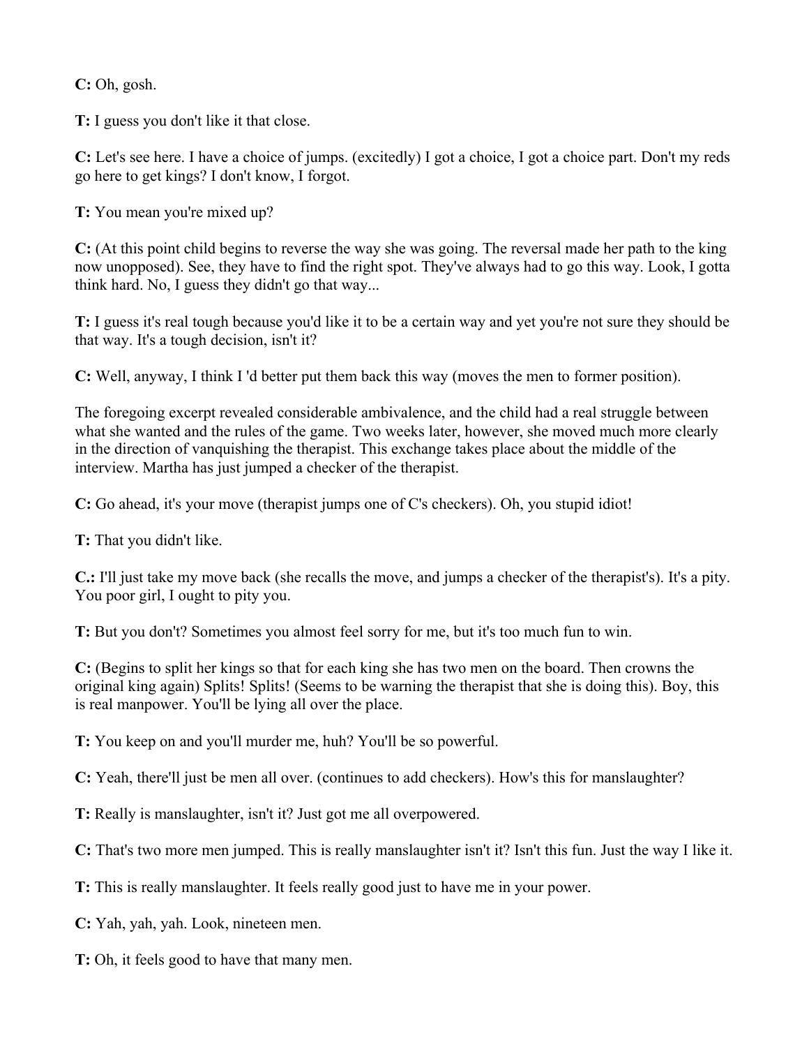**C:** Oh, gosh.

**T:** I guess you don't like it that close.

**C:** Let's see here. I have a choice of jumps. (excitedly) I got a choice, I got a choice part. Don't my reds go here to get kings? I don't know, I forgot.

**T:** You mean you're mixed up?

**C:** (At this point child begins to reverse the way she was going. The reversal made her path to the king now unopposed). See, they have to find the right spot. They've always had to go this way. Look, I gotta think hard. No, I guess they didn't go that way...

**T:** I guess it's real tough because you'd like it to be a certain way and yet you're not sure they should be that way. It's a tough decision, isn't it?

**C:** Well, anyway, I think I 'd better put them back this way (moves the men to former position).

The foregoing excerpt revealed considerable ambivalence, and the child had a real struggle between what she wanted and the rules of the game. Two weeks later, however, she moved much more clearly in the direction of vanquishing the therapist. This exchange takes place about the middle of the interview. Martha has just jumped a checker of the therapist.

**C:** Go ahead, it's your move (therapist jumps one of C's checkers). Oh, you stupid idiot!

**T:** That you didn't like.

**C.:** I'll just take my move back (she recalls the move, and jumps a checker of the therapist's). It's a pity. You poor girl, I ought to pity you.

**T:** But you don't? Sometimes you almost feel sorry for me, but it's too much fun to win.

**C:** (Begins to split her kings so that for each king she has two men on the board. Then crowns the original king again) Splits! Splits! (Seems to be warning the therapist that she is doing this). Boy, this is real manpower. You'll be lying all over the place.

**T:** You keep on and you'll murder me, huh? You'll be so powerful.

**C:** Yeah, there'll just be men all over. (continues to add checkers). How's this for manslaughter?

**T:** Really is manslaughter, isn't it? Just got me all overpowered.

**C:** That's two more men jumped. This is really manslaughter isn't it? Isn't this fun. Just the way I like it.

**T:** This is really manslaughter. It feels really good just to have me in your power.

**C:** Yah, yah, yah. Look, nineteen men.

**T:** Oh, it feels good to have that many men.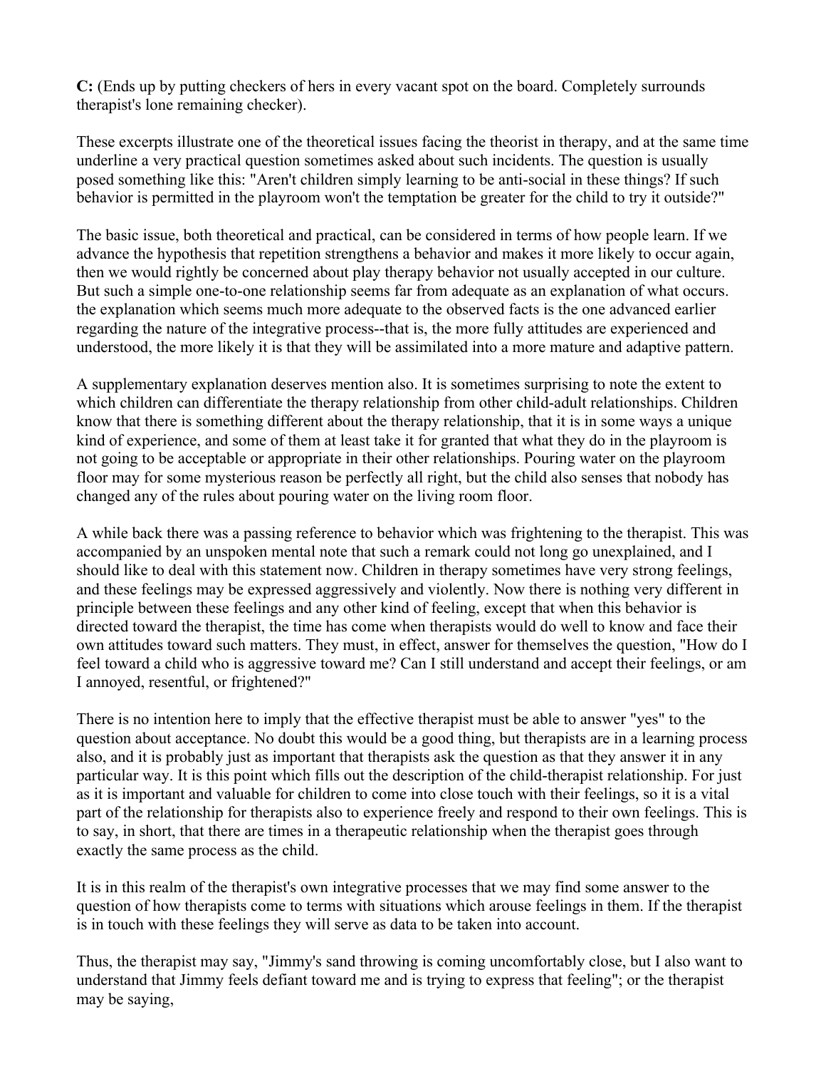**C:** (Ends up by putting checkers of hers in every vacant spot on the board. Completely surrounds therapist's lone remaining checker).

These excerpts illustrate one of the theoretical issues facing the theorist in therapy, and at the same time underline a very practical question sometimes asked about such incidents. The question is usually posed something like this: "Aren't children simply learning to be anti-social in these things? If such behavior is permitted in the playroom won't the temptation be greater for the child to try it outside?"

The basic issue, both theoretical and practical, can be considered in terms of how people learn. If we advance the hypothesis that repetition strengthens a behavior and makes it more likely to occur again, then we would rightly be concerned about play therapy behavior not usually accepted in our culture. But such a simple one-to-one relationship seems far from adequate as an explanation of what occurs. the explanation which seems much more adequate to the observed facts is the one advanced earlier regarding the nature of the integrative process--that is, the more fully attitudes are experienced and understood, the more likely it is that they will be assimilated into a more mature and adaptive pattern.

A supplementary explanation deserves mention also. It is sometimes surprising to note the extent to which children can differentiate the therapy relationship from other child-adult relationships. Children know that there is something different about the therapy relationship, that it is in some ways a unique kind of experience, and some of them at least take it for granted that what they do in the playroom is not going to be acceptable or appropriate in their other relationships. Pouring water on the playroom floor may for some mysterious reason be perfectly all right, but the child also senses that nobody has changed any of the rules about pouring water on the living room floor.

A while back there was a passing reference to behavior which was frightening to the therapist. This was accompanied by an unspoken mental note that such a remark could not long go unexplained, and I should like to deal with this statement now. Children in therapy sometimes have very strong feelings, and these feelings may be expressed aggressively and violently. Now there is nothing very different in principle between these feelings and any other kind of feeling, except that when this behavior is directed toward the therapist, the time has come when therapists would do well to know and face their own attitudes toward such matters. They must, in effect, answer for themselves the question, "How do I feel toward a child who is aggressive toward me? Can I still understand and accept their feelings, or am I annoyed, resentful, or frightened?"

There is no intention here to imply that the effective therapist must be able to answer "yes" to the question about acceptance. No doubt this would be a good thing, but therapists are in a learning process also, and it is probably just as important that therapists ask the question as that they answer it in any particular way. It is this point which fills out the description of the child-therapist relationship. For just as it is important and valuable for children to come into close touch with their feelings, so it is a vital part of the relationship for therapists also to experience freely and respond to their own feelings. This is to say, in short, that there are times in a therapeutic relationship when the therapist goes through exactly the same process as the child.

It is in this realm of the therapist's own integrative processes that we may find some answer to the question of how therapists come to terms with situations which arouse feelings in them. If the therapist is in touch with these feelings they will serve as data to be taken into account.

Thus, the therapist may say, "Jimmy's sand throwing is coming uncomfortably close, but I also want to understand that Jimmy feels defiant toward me and is trying to express that feeling"; or the therapist may be saying,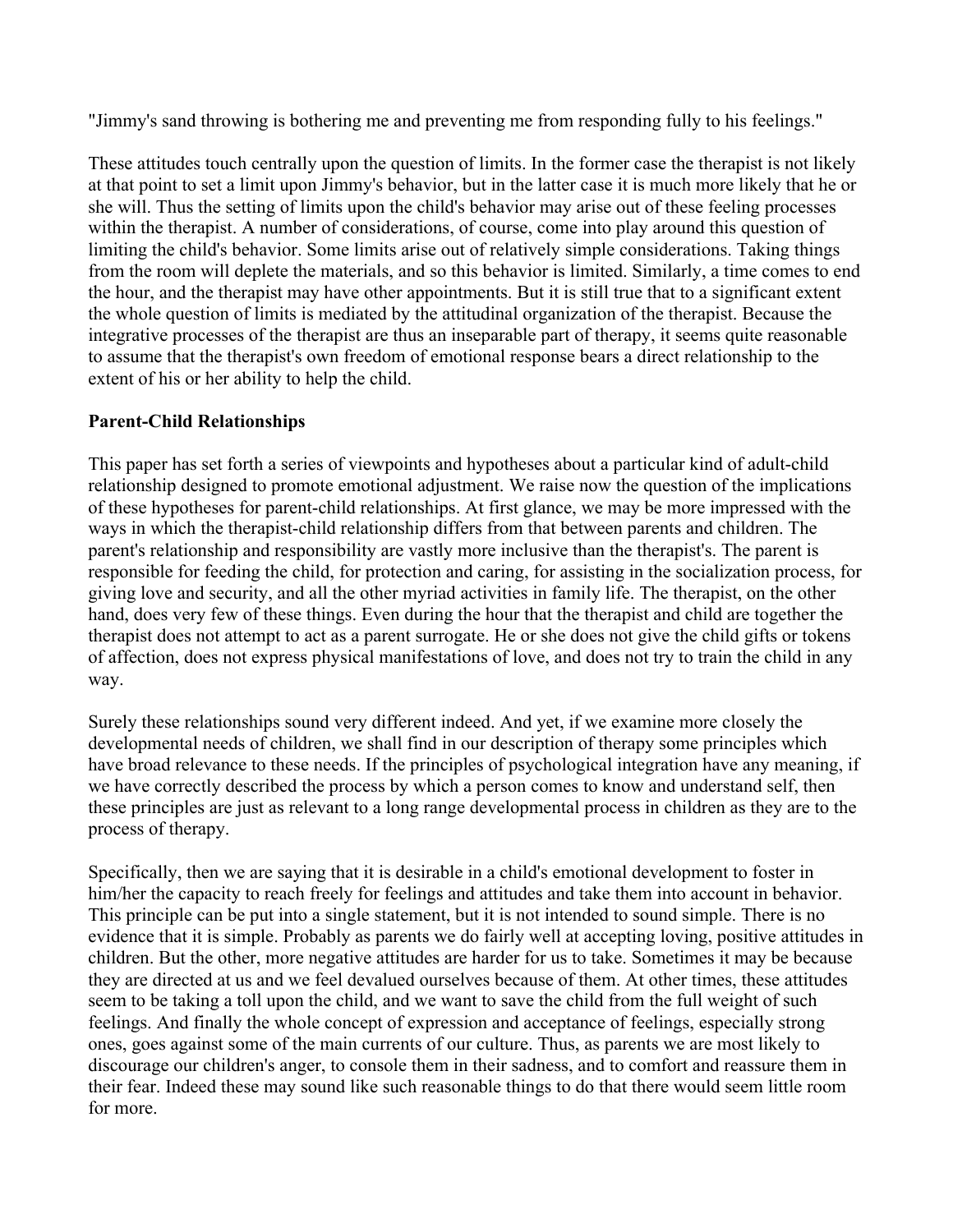"Jimmy's sand throwing is bothering me and preventing me from responding fully to his feelings."

These attitudes touch centrally upon the question of limits. In the former case the therapist is not likely at that point to set a limit upon Jimmy's behavior, but in the latter case it is much more likely that he or she will. Thus the setting of limits upon the child's behavior may arise out of these feeling processes within the therapist. A number of considerations, of course, come into play around this question of limiting the child's behavior. Some limits arise out of relatively simple considerations. Taking things from the room will deplete the materials, and so this behavior is limited. Similarly, a time comes to end the hour, and the therapist may have other appointments. But it is still true that to a significant extent the whole question of limits is mediated by the attitudinal organization of the therapist. Because the integrative processes of the therapist are thus an inseparable part of therapy, it seems quite reasonable to assume that the therapist's own freedom of emotional response bears a direct relationship to the extent of his or her ability to help the child.

**Parent-Child Relationships**

This paper has set forth a series of viewpoints and hypotheses about a particular kind of adult-child relationship designed to promote emotional adjustment. We raise now the question of the implications of these hypotheses for parent-child relationships. At first glance, we may be more impressed with the ways in which the therapist-child relationship differs from that between parents and children. The parent's relationship and responsibility are vastly more inclusive than the therapist's. The parent is responsible for feeding the child, for protection and caring, for assisting in the socialization process, for giving love and security, and all the other myriad activities in family life. The therapist, on the other hand, does very few of these things. Even during the hour that the therapist and child are together the therapist does not attempt to act as a parent surrogate. He or she does not give the child gifts or tokens of affection, does not express physical manifestations of love, and does not try to train the child in any way.

Surely these relationships sound very different indeed. And yet, if we examine more closely the developmental needs of children, we shall find in our description of therapy some principles which have broad relevance to these needs. If the principles of psychological integration have any meaning, if we have correctly described the process by which a person comes to know and understand self, then these principles are just as relevant to a long range developmental process in children as they are to the process of therapy.

Specifically, then we are saying that it is desirable in a child's emotional development to foster in him/her the capacity to reach freely for feelings and attitudes and take them into account in behavior. This principle can be put into a single statement, but it is not intended to sound simple. There is no evidence that it is simple. Probably as parents we do fairly well at accepting loving, positive attitudes in children. But the other, more negative attitudes are harder for us to take. Sometimes it may be because they are directed at us and we feel devalued ourselves because of them. At other times, these attitudes seem to be taking a toll upon the child, and we want to save the child from the full weight of such feelings. And finally the whole concept of expression and acceptance of feelings, especially strong ones, goes against some of the main currents of our culture. Thus, as parents we are most likely to discourage our children's anger, to console them in their sadness, and to comfort and reassure them in their fear. Indeed these may sound like such reasonable things to do that there would seem little room for more.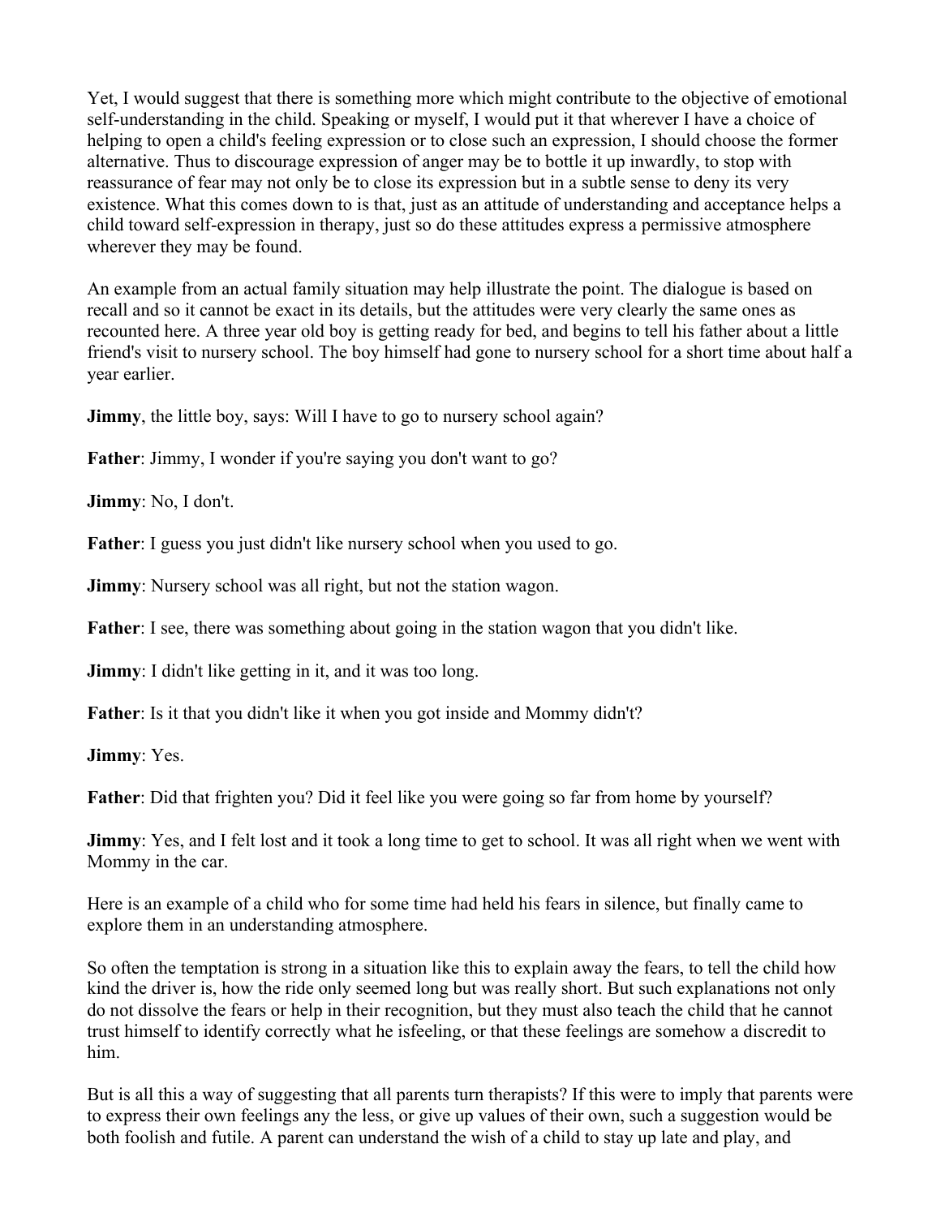Yet, I would suggest that there is something more which might contribute to the objective of emotional self-understanding in the child. Speaking or myself, I would put it that wherever I have a choice of helping to open a child's feeling expression or to close such an expression, I should choose the former alternative. Thus to discourage expression of anger may be to bottle it up inwardly, to stop with reassurance of fear may not only be to close its expression but in a subtle sense to deny its very existence. What this comes down to is that, just as an attitude of understanding and acceptance helps a child toward self-expression in therapy, just so do these attitudes express a permissive atmosphere wherever they may be found.

An example from an actual family situation may help illustrate the point. The dialogue is based on recall and so it cannot be exact in its details, but the attitudes were very clearly the same ones as recounted here. A three year old boy is getting ready for bed, and begins to tell his father about a little friend's visit to nursery school. The boy himself had gone to nursery school for a short time about half a year earlier.

**Jimmy**, the little boy, says: Will I have to go to nursery school again?

**Father**: Jimmy, I wonder if you're saying you don't want to go?

**Jimmy**: No, I don't.

**Father**: I guess you just didn't like nursery school when you used to go.

**Jimmy**: Nursery school was all right, but not the station wagon.

**Father**: I see, there was something about going in the station wagon that you didn't like.

**Jimmy**: I didn't like getting in it, and it was too long.

**Father**: Is it that you didn't like it when you got inside and Mommy didn't?

**Jimmy**: Yes.

**Father**: Did that frighten you? Did it feel like you were going so far from home by yourself?

**Jimmy**: Yes, and I felt lost and it took a long time to get to school. It was all right when we went with Mommy in the car.

Here is an example of a child who for some time had held his fears in silence, but finally came to explore them in an understanding atmosphere.

So often the temptation is strong in a situation like this to explain away the fears, to tell the child how kind the driver is, how the ride only seemed long but was really short. But such explanations not only do not dissolve the fears or help in their recognition, but they must also teach the child that he cannot trust himself to identify correctly what he isfeeling, or that these feelings are somehow a discredit to him.

But is all this a way of suggesting that all parents turn therapists? If this were to imply that parents were to express their own feelings any the less, or give up values of their own, such a suggestion would be both foolish and futile. A parent can understand the wish of a child to stay up late and play, and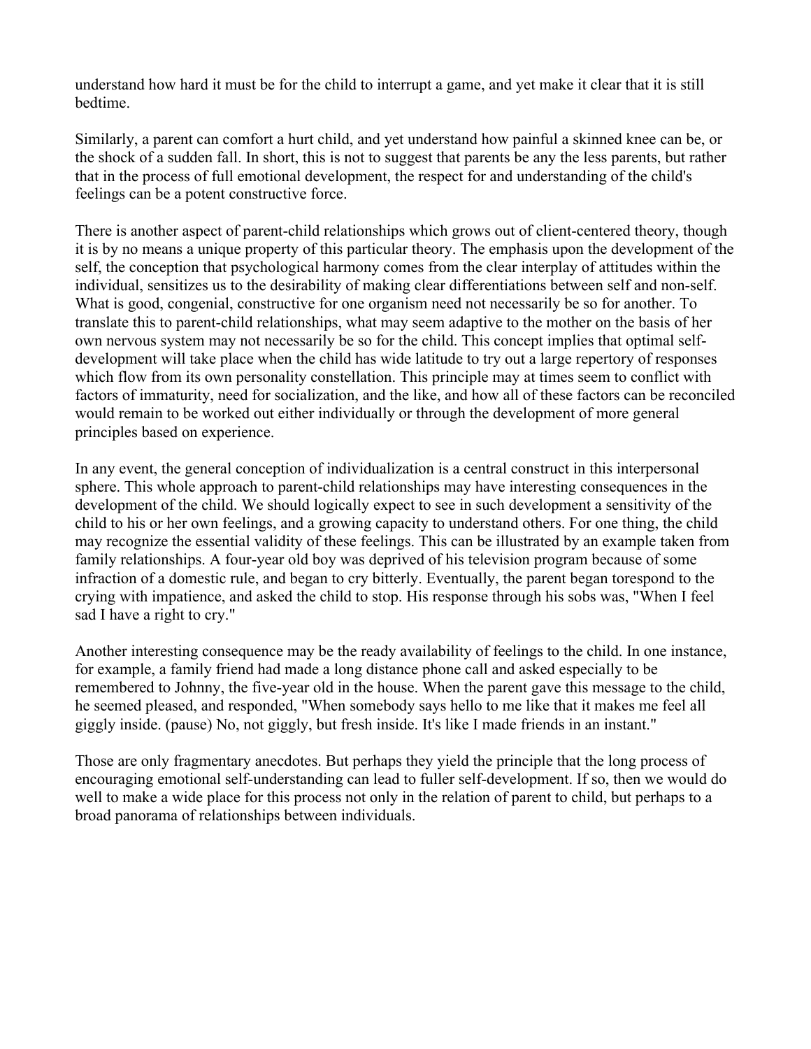understand how hard it must be for the child to interrupt a game, and yet make it clear that it is still bedtime.

Similarly, a parent can comfort a hurt child, and yet understand how painful a skinned knee can be, or the shock of a sudden fall. In short, this is not to suggest that parents be any the less parents, but rather that in the process of full emotional development, the respect for and understanding of the child's feelings can be a potent constructive force.

There is another aspect of parent-child relationships which grows out of client-centered theory, though it is by no means a unique property of this particular theory. The emphasis upon the development of the self, the conception that psychological harmony comes from the clear interplay of attitudes within the individual, sensitizes us to the desirability of making clear differentiations between self and non-self. What is good, congenial, constructive for one organism need not necessarily be so for another. To translate this to parent-child relationships, what may seem adaptive to the mother on the basis of her own nervous system may not necessarily be so for the child. This concept implies that optimal self-development will take place when the child has wide latitude to try out a large repertory of responses which flow from its own personality constellation. This principle may at times seem to conflict with factors of immaturity, need for socialization, and the like, and how all of these factors can be reconciled would remain to be worked out either individually or through the development of more general principles based on experience.

In any event, the general conception of individualization is a central construct in this interpersonal sphere. This whole approach to parent-child relationships may have interesting consequences in the development of the child. We should logically expect to see in such development a sensitivity of the child to his or her own feelings, and a growing capacity to understand others. For one thing, the child may recognize the essential validity of these feelings. This can be illustrated by an example taken from family relationships. A four-year old boy was deprived of his television program because of some infraction of a domestic rule, and began to cry bitterly. Eventually, the parent began torespond to the crying with impatience, and asked the child to stop. His response through his sobs was, "When I feel sad I have a right to cry."

Another interesting consequence may be the ready availability of feelings to the child. In one instance, for example, a family friend had made a long distance phone call and asked especially to be remembered to Johnny, the five-year old in the house. When the parent gave this message to the child, he seemed pleased, and responded, "When somebody says hello to me like that it makes me feel all giggly inside. (pause) No, not giggly, but fresh inside. It's like I made friends in an instant."

Those are only fragmentary anecdotes. But perhaps they yield the principle that the long process of encouraging emotional self-understanding can lead to fuller self-development. If so, then we would do well to make a wide place for this process not only in the relation of parent to child, but perhaps to a broad panorama of relationships between individuals.